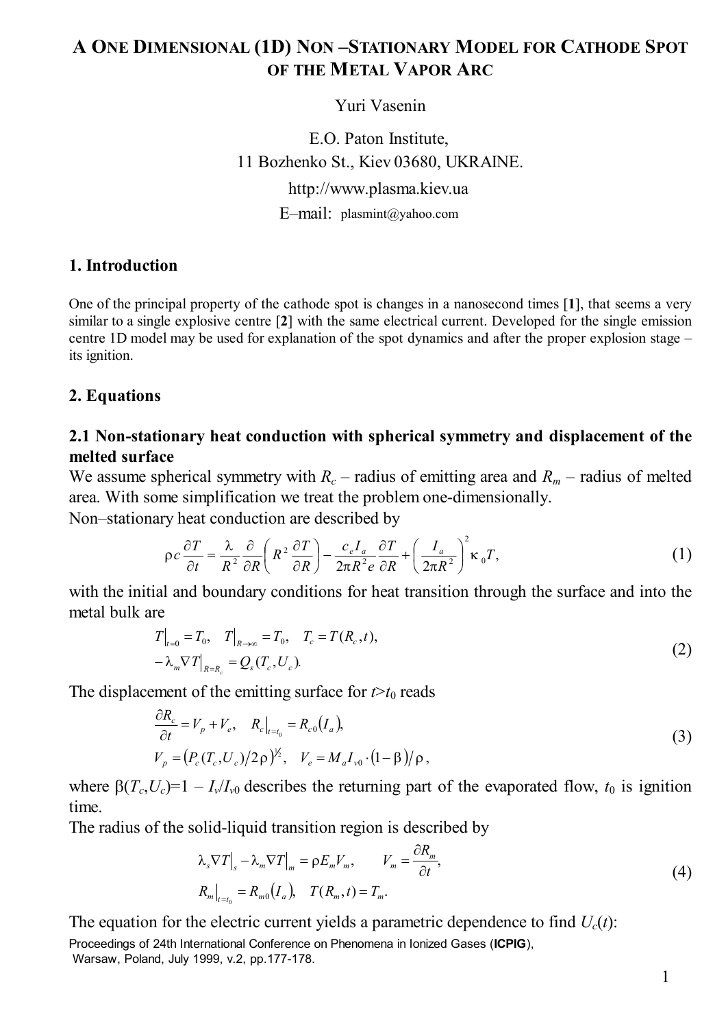# A ONE DIMENSIONAL (1D) NON –STATIONARY MODEL FOR CATHODE SPOT OF THE METAL VAPOR ARC

Yuri Vasenin

E.O. Paton Institute,
11 Bozhenko St., Kiev 03680, UKRAINE.
http://www.plasma.kiev.ua
E–mail: plasmint@yahoo.com

## 1. Introduction

One of the principal property of the cathode spot is changes in a nanosecond times [**1**], that seems a very similar to a single explosive centre [**2**] with the same electrical current. Developed for the single emission centre 1D model may be used for explanation of the spot dynamics and after the proper explosion stage – its ignition.

## 2. Equations

### 2.1 Non-stationary heat conduction with spherical symmetry and displacement of the melted surface

We assume spherical symmetry with $R_c$ – radius of emitting area and $R_m$ – radius of melted area. With some simplification we treat the problem one-dimensionally.

Non–stationary heat conduction are described by

$$\rho c \frac{\partial T}{\partial t} = \frac{\lambda}{R^2}\frac{\partial}{\partial R}\left(R^2 \frac{\partial T}{\partial R}\right) - \frac{c_e I_a}{2\pi R^2 e}\frac{\partial T}{\partial R} + \left(\frac{I_a}{2\pi R^2}\right)^2 \kappa_0 T, \tag{1}$$

with the initial and boundary conditions for heat transition through the surface and into the metal bulk are

$$\begin{aligned} &T\big|_{t=0} = T_0, \quad T\big|_{R\to\infty} = T_0, \quad T_c = T(R_c, t), \\ &-\lambda_m \nabla T\big|_{R=R_c} = Q_s(T_c, U_c). \end{aligned} \tag{2}$$

The displacement of the emitting surface for $t > t_0$ reads

$$\begin{aligned} &\frac{\partial R_c}{\partial t} = V_p + V_e, \quad R_c\big|_{t=t_0} = R_{c0}(I_a), \\ &V_p = \left(P_c(T_c, U_c)/2\rho\right)^{1/2}, \quad V_e = M_a I_{v0}\cdot(1-\beta)/\rho, \end{aligned} \tag{3}$$

where $\beta(T_c,U_c) = 1 - I_v/I_{v0}$ describes the returning part of the evaporated flow, $t_0$ is ignition time.

The radius of the solid-liquid transition region is described by

$$\begin{aligned} &\lambda_s \nabla T\big|_s - \lambda_m \nabla T\big|_m = \rho E_m V_m, \qquad V_m = \frac{\partial R_m}{\partial t}, \\ &R_m\big|_{t=t_0} = R_{m0}(I_a), \quad T(R_m, t) = T_m. \end{aligned} \tag{4}$$

The equation for the electric current yields a parametric dependence to find $U_c(t)$:

Proceedings of 24th International Conference on Phenomena in Ionized Gases (**ICPIG**), Warsaw, Poland, July 1999, v.2, pp.177-178.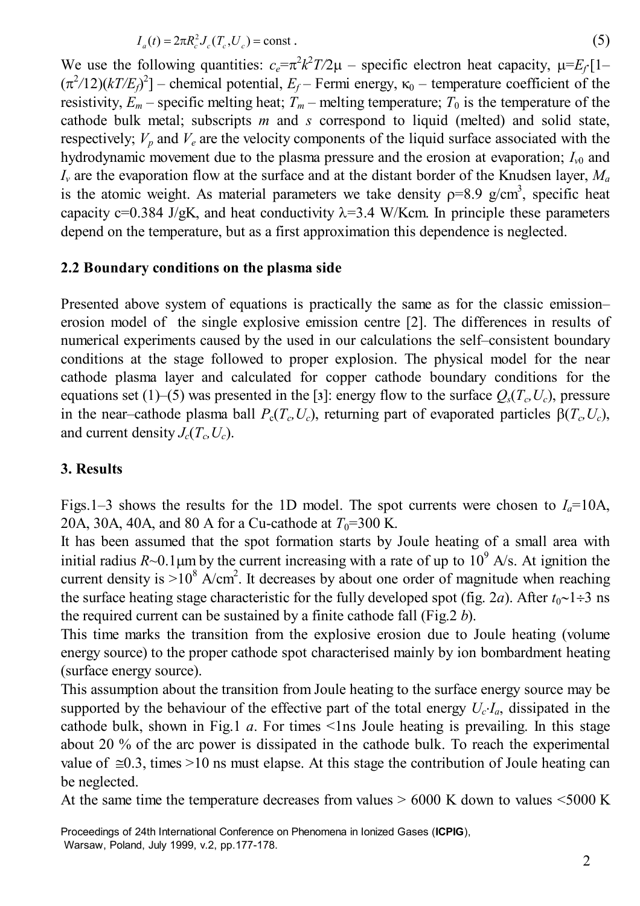$$I_a(t) = 2\pi R_c^2 J_c(T_c, U_c) = \text{const} . \tag{5}$$

We use the following quantities: $c_e=\pi^2 k^2 T/2\mu$ – specific electron heat capacity, $\mu=E_f[1-(\pi^2/12)(kT/E_f)^2]$ – chemical potential, $E_f$ – Fermi energy, $\kappa_0$ – temperature coefficient of the resistivity, $E_m$ – specific melting heat; $T_m$ – melting temperature; $T_0$ is the temperature of the cathode bulk metal; subscripts $m$ and $s$ correspond to liquid (melted) and solid state, respectively; $V_p$ and $V_e$ are the velocity components of the liquid surface associated with the hydrodynamic movement due to the plasma pressure and the erosion at evaporation; $I_{v0}$ and $I_v$ are the evaporation flow at the surface and at the distant border of the Knudsen layer, $M_a$ is the atomic weight. As material parameters we take density $\rho=8.9$ g/cm$^3$, specific heat capacity c=0.384 J/gK, and heat conductivity $\lambda=3.4$ W/Kcm. In principle these parameters depend on the temperature, but as a first approximation this dependence is neglected.

## 2.2 Boundary conditions on the plasma side

Presented above system of equations is practically the same as for the classic emission–erosion model of the single explosive emission centre [2]. The differences in results of numerical experiments caused by the used in our calculations the self–consistent boundary conditions at the stage followed to proper explosion. The physical model for the near cathode plasma layer and calculated for copper cathode boundary conditions for the equations set (1)–(5) was presented in the [3]: energy flow to the surface $Q_s(T_c,U_c)$, pressure in the near–cathode plasma ball $P_c(T_c,U_c)$, returning part of evaporated particles $\beta(T_c,U_c)$, and current density $J_c(T_c,U_c)$.

## 3. Results

Figs.1–3 shows the results for the 1D model. The spot currents were chosen to $I_a$=10A, 20A, 30A, 40A, and 80 A for a Cu-cathode at $T_0$=300 K.

It has been assumed that the spot formation starts by Joule heating of a small area with initial radius $R$~0.1μm by the current increasing with a rate of up to $10^9$ A/s. At ignition the current density is $>10^8$ A/cm$^2$. It decreases by about one order of magnitude when reaching the surface heating stage characteristic for the fully developed spot (fig. 2*a*). After $t_0$~1÷3 ns the required current can be sustained by a finite cathode fall (Fig.2 *b*).

This time marks the transition from the explosive erosion due to Joule heating (volume energy source) to the proper cathode spot characterised mainly by ion bombardment heating (surface energy source).

This assumption about the transition from Joule heating to the surface energy source may be supported by the behaviour of the effective part of the total energy $U_c \cdot I_a$, dissipated in the cathode bulk, shown in Fig.1 *a*. For times <1ns Joule heating is prevailing. In this stage about 20 % of the arc power is dissipated in the cathode bulk. To reach the experimental value of ≅0.3, times >10 ns must elapse. At this stage the contribution of Joule heating can be neglected.

At the same time the temperature decreases from values > 6000 K down to values <5000 K

Proceedings of 24th International Conference on Phenomena in Ionized Gases (**ICPIG**), Warsaw, Poland, July 1999, v.2, pp.177-178.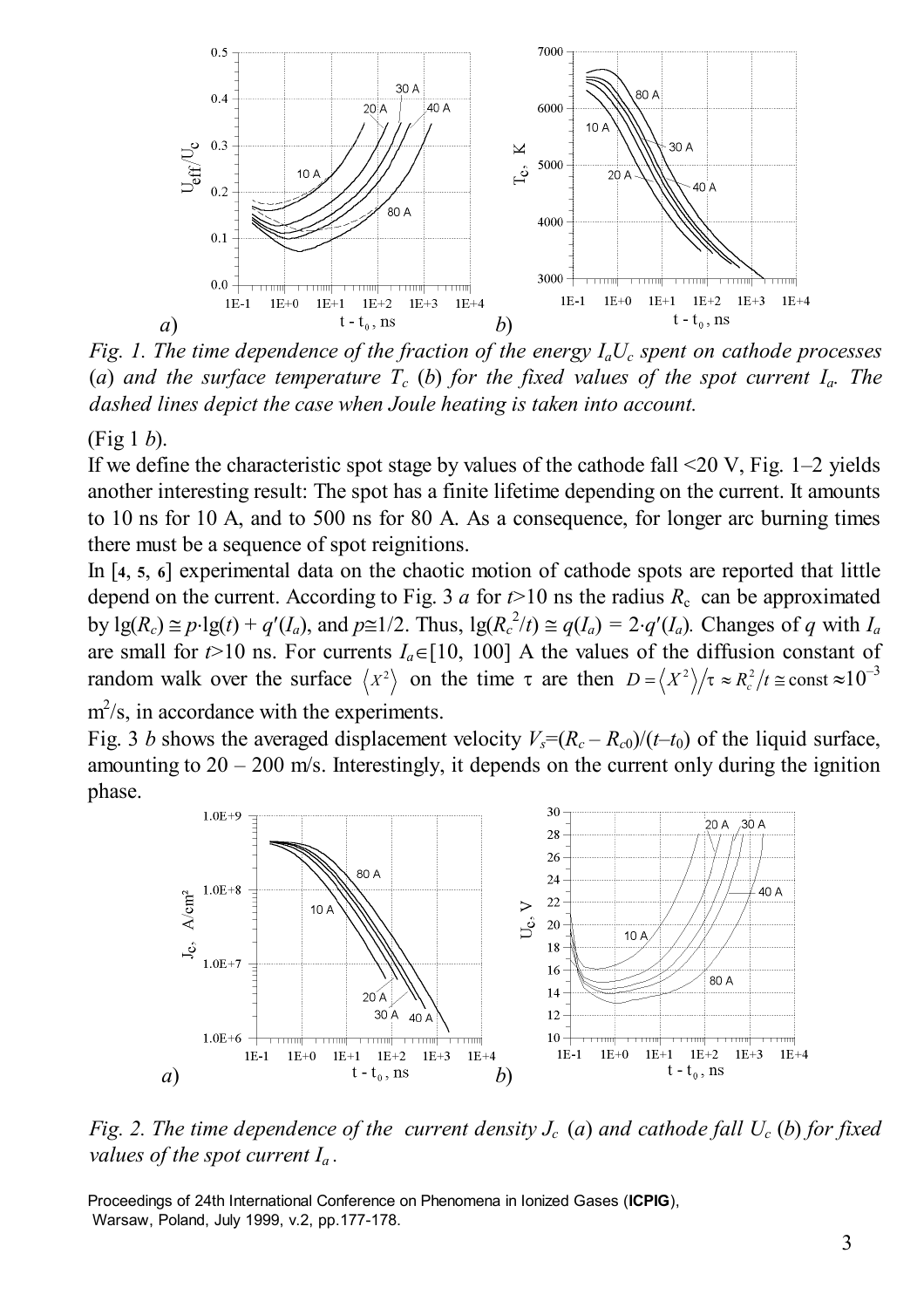*Fig. 1. The time dependence of the fraction of the energy $I_a U_c$ spent on cathode processes (a) and the surface temperature $T_c$ (b) for the fixed values of the spot current $I_a$. The dashed lines depict the case when Joule heating is taken into account.*

(Fig 1 *b*).

If we define the characteristic spot stage by values of the cathode fall <20 V, Fig. 1–2 yields another interesting result: The spot has a finite lifetime depending on the current. It amounts to 10 ns for 10 A, and to 500 ns for 80 A. As a consequence, for longer arc burning times there must be a sequence of spot reignitions.

In [**4**, **5**, **6**] experimental data on the chaotic motion of cathode spots are reported that little depend on the current. According to Fig. 3 *a* for $t$>10 ns the radius $R_c$ can be approximated by $\lg(R_c) \cong p \cdot \lg(t) + q'(I_a)$, and $p \cong 1/2$. Thus, $\lg(R_c^2/t) \cong q(I_a) = 2 \cdot q'(I_a)$. Changes of $q$ with $I_a$ are small for $t$>10 ns. For currents $I_a \in [10, 100]$ A the values of the diffusion constant of random walk over the surface $\langle X^2 \rangle$ on the time $\tau$ are then $D = \langle X^2 \rangle / \tau \approx R_c^2/t \cong \text{const} \approx 10^{-3}$ m$^2$/s, in accordance with the experiments.

Fig. 3 *b* shows the averaged displacement velocity $V_s = (R_c - R_{c0})/(t - t_0)$ of the liquid surface, amounting to 20 – 200 m/s. Interestingly, it depends on the current only during the ignition phase.

*Fig. 2. The time dependence of the current density $J_c$ (a) and cathode fall $U_c$ (b) for fixed values of the spot current $I_a$.*

Proceedings of 24th International Conference on Phenomena in Ionized Gases (**ICPIG**), Warsaw, Poland, July 1999, v.2, pp.177-178.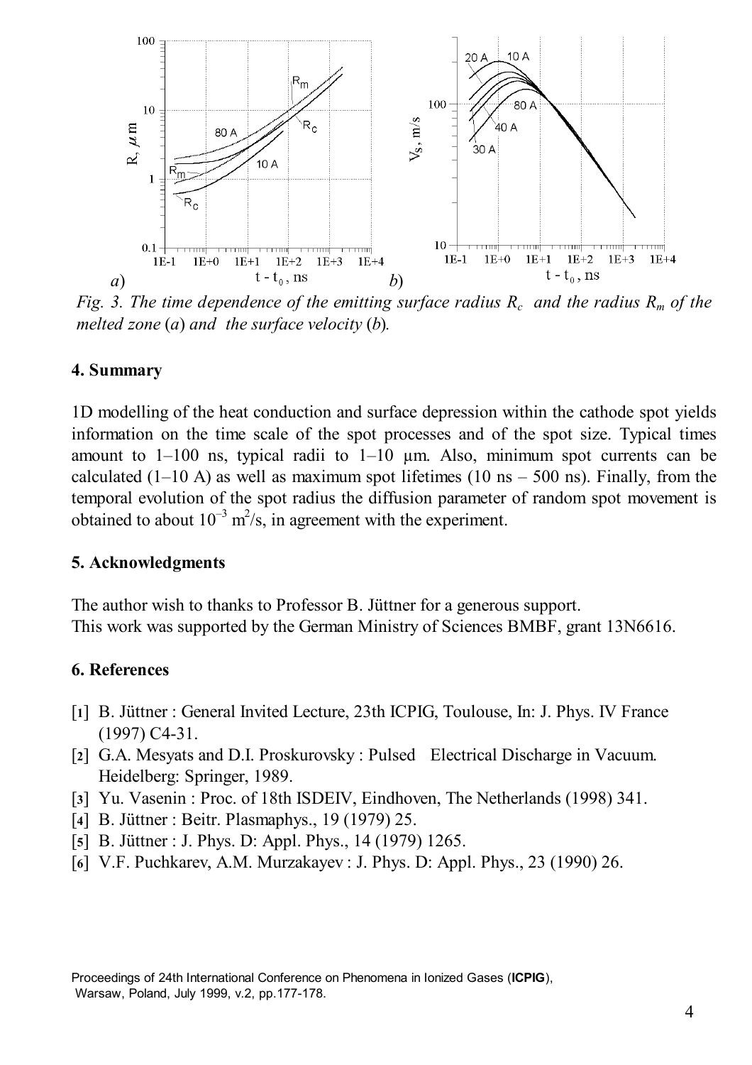100

10

1

0.1

R, $\mu$m

1E-1 1E+0 1E+1 1E+2 1E+3 1E+4

t - $t_0$, ns

$R_m$

$R_c$

80 A

10 A

$R_m$

$R_c$

*a*)

100

10

$V_S$, m/s

1E-1 1E+0 1E+1 1E+2 1E+3 1E+4

t - $t_0$, ns

20 A

10 A

80 A

40 A

30 A

*b*)

*Fig. 3. The time dependence of the emitting surface radius $R_c$ and the radius $R_m$ of the melted zone* (*a*) *and the surface velocity* (*b*).

## 4. Summary

1D modelling of the heat conduction and surface depression within the cathode spot yields information on the time scale of the spot processes and of the spot size. Typical times amount to 1–100 ns, typical radii to 1–10 µm. Also, minimum spot currents can be calculated (1–10 A) as well as maximum spot lifetimes (10 ns – 500 ns). Finally, from the temporal evolution of the spot radius the diffusion parameter of random spot movement is obtained to about $10^{-3}$ $m^2$/s, in agreement with the experiment.

## 5. Acknowledgments

The author wish to thanks to Professor B. Jüttner for a generous support.
This work was supported by the German Ministry of Sciences BMBF, grant 13N6616.

## 6. References

- [1] B. Jüttner : General Invited Lecture, 23th ICPIG, Toulouse, In: J. Phys. IV France (1997) C4-31.
- [2] G.A. Mesyats and D.I. Proskurovsky : Pulsed Electrical Discharge in Vacuum. Heidelberg: Springer, 1989.
- [3] Yu. Vasenin : Proc. of 18th ISDEIV, Eindhoven, The Netherlands (1998) 341.
- [4] B. Jüttner : Beitr. Plasmaphys., 19 (1979) 25.
- [5] B. Jüttner : J. Phys. D: Appl. Phys., 14 (1979) 1265.
- [6] V.F. Puchkarev, A.M. Murzakayev : J. Phys. D: Appl. Phys., 23 (1990) 26.

Proceedings of 24th International Conference on Phenomena in Ionized Gases (**ICPIG**), Warsaw, Poland, July 1999, v.2, pp.177-178.